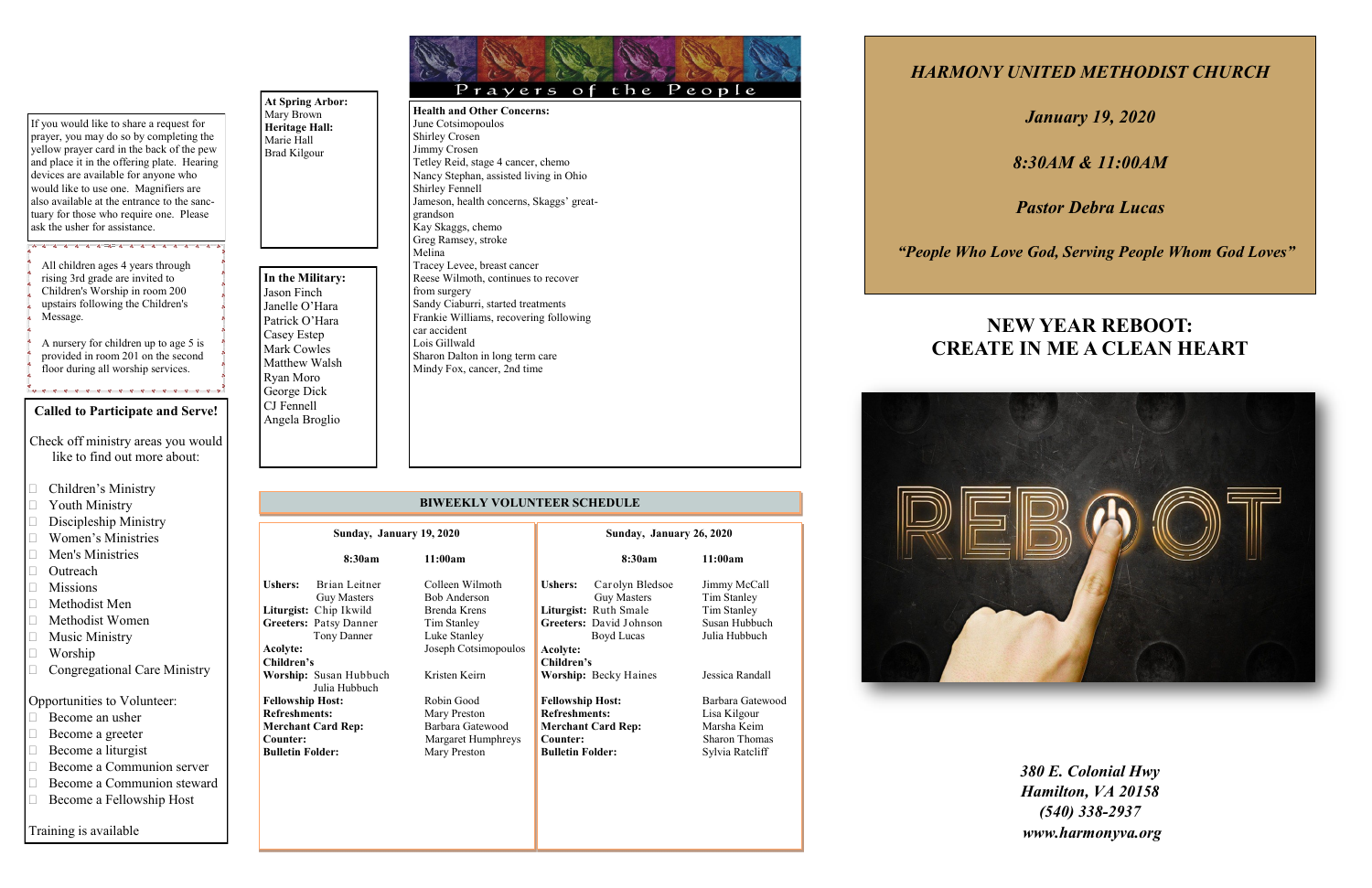If you would like to share a request for prayer, you may do so by completing the yellow prayer card in the back of the pew and place it in the offering plate. Hearing devices are available for anyone who would like to use one. Magnifiers are also available at the entrance to the sanctuary for those who require one. Please ask the usher for assistance.

All children ages 4 years through rising 3rd grade are invited to Children's Worship in room 200 upstairs following the Children's Message.

A nursery for children up to age 5 is provided in room 201 on the second floor during all worship services.

## Called to Participate and Serve!

Check off ministry areas you would like to find out more about:

- Children's Ministry
- Youth Ministry
- Discipleship Ministry
- Women's Ministries
- Men's Ministries
- Outreach
- Missions
- Methodist Men
- Methodist Women
- Music Ministry
- Worship
- Congregational Care Ministry

Opportunities to Volunteer:

- Become an usher
- Become a greeter
- Become a liturgist
- Become a Communion server
- Become a Communion steward
- Become a Fellowship Host

Training is available

**At Spring Arbor:**
Mary Brown

**Heritage Hall:**
Marie Hall
Brad Kilgour

**In the Military:**
Jason Finch
Janelle O'Hara
Patrick O'Hara
Casey Estep
Mark Cowles
Matthew Walsh
Ryan Moro
George Dick
CJ Fennell
Angela Broglio

## Prayers of the People

**Health and Other Concerns:**
June Cotsimopoulos
Shirley Crosen
Jimmy Crosen
Tetley Reid, stage 4 cancer, chemo
Nancy Stephan, assisted living in Ohio
Shirley Fennell
Jameson, health concerns, Skaggs' great-grandson
Kay Skaggs, chemo
Greg Ramsey, stroke
Melina
Tracey Levee, breast cancer
Reese Wilmoth, continues to recover from surgery
Sandy Ciaburri, started treatments
Frankie Williams, recovering following car accident
Lois Gillwald
Sharon Dalton in long term care
Mindy Fox, cancer, 2nd time

## BIWEEKLY VOLUNTEER SCHEDULE

**Sunday, January 19, 2020**

| | 8:30am | 11:00am |
|---|---|---|
| **Ushers:** | Brian Leitner, Guy Masters | Colleen Wilmoth, Bob Anderson |
| **Liturgist:** | Chip Ikwild | Brenda Krens |
| **Greeters:** | Patsy Danner, Tony Danner | Tim Stanley, Luke Stanley |
| **Acolyte:** | | Joseph Cotsimopoulos |
| **Children's Worship:** | Susan Hubbuch, Julia Hubbuch | Kristen Keirn |
| **Fellowship Host:** | | Robin Good |
| **Refreshments:** | | Mary Preston |
| **Merchant Card Rep:** | | Barbara Gatewood |
| **Counter:** | | Margaret Humphreys |
| **Bulletin Folder:** | | Mary Preston |

**Sunday, January 26, 2020**

| | 8:30am | 11:00am |
|---|---|---|
| **Ushers:** | Carolyn Bledsoe, Guy Masters | Jimmy McCall, Tim Stanley |
| **Liturgist:** | Ruth Smale | Tim Stanley |
| **Greeters:** | David Johnson, Boyd Lucas | Susan Hubbuch, Julia Hubbuch |
| **Acolyte:** | | |
| **Children's Worship:** | Becky Haines | Jessica Randall |
| **Fellowship Host:** | | Barbara Gatewood |
| **Refreshments:** | | Lisa Kilgour |
| **Merchant Card Rep:** | | Marsha Keim |
| **Counter:** | | Sharon Thomas |
| **Bulletin Folder:** | | Sylvia Ratcliff |

# *HARMONY UNITED METHODIST CHURCH*

*January 19, 2020*

*8:30AM & 11:00AM*

*Pastor Debra Lucas*

*"People Who Love God, Serving People Whom God Loves"*

# NEW YEAR REBOOT: CREATE IN ME A CLEAN HEART

*380 E. Colonial Hwy*
*Hamilton, VA 20158*
*(540) 338-2937*
*www.harmonyva.org*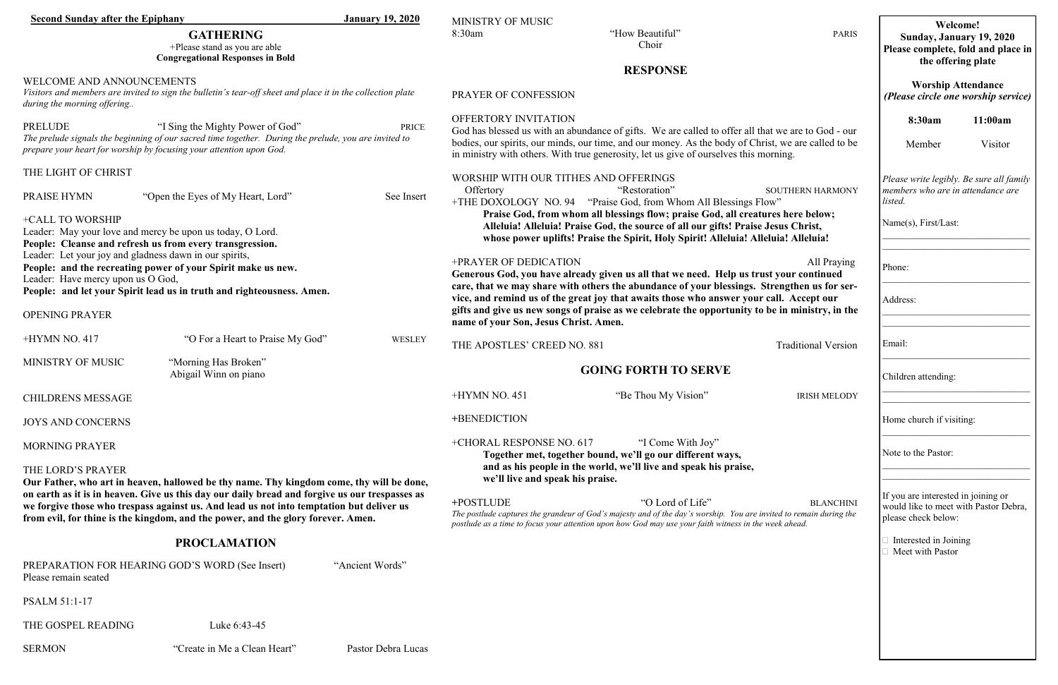**Second Sunday after the Epiphany** **January 19, 2020**

## GATHERING

+Please stand as you are able
**Congregational Responses in Bold**

WELCOME AND ANNOUNCEMENTS

*Visitors and members are invited to sign the bulletin's tear-off sheet and place it in the collection plate during the morning offering..*

PRELUDE "I Sing the Mighty Power of God" PRICE

*The prelude signals the beginning of our sacred time together. During the prelude, you are invited to prepare your heart for worship by focusing your attention upon God.*

THE LIGHT OF CHRIST

PRAISE HYMN "Open the Eyes of My Heart, Lord" See Insert

+CALL TO WORSHIP

Leader: May your love and mercy be upon us today, O Lord.
**People: Cleanse and refresh us from every transgression.**
Leader: Let your joy and gladness dawn in our spirits,
**People: and the recreating power of your Spirit make us new.**
Leader: Have mercy upon us O God,
**People: and let your Spirit lead us in truth and righteousness. Amen.**

OPENING PRAYER

+HYMN NO. 417 "O For a Heart to Praise My God" WESLEY

MINISTRY OF MUSIC "Morning Has Broken"
Abigail Winn on piano

CHILDRENS MESSAGE

JOYS AND CONCERNS

MORNING PRAYER

THE LORD'S PRAYER

**Our Father, who art in heaven, hallowed be thy name. Thy kingdom come, thy will be done, on earth as it is in heaven. Give us this day our daily bread and forgive us our trespasses as we forgive those who trespass against us. And lead us not into temptation but deliver us from evil, for thine is the kingdom, and the power, and the glory forever. Amen.**

## PROCLAMATION

PREPARATION FOR HEARING GOD'S WORD (See Insert) "Ancient Words"
Please remain seated

PSALM 51:1-17

THE GOSPEL READING Luke 6:43-45

SERMON "Create in Me a Clean Heart" Pastor Debra Lucas

MINISTRY OF MUSIC
8:30am "How Beautiful" PARIS
Choir

## RESPONSE

PRAYER OF CONFESSION

OFFERTORY INVITATION

God has blessed us with an abundance of gifts. We are called to offer all that we are to God - our bodies, our spirits, our minds, our time, and our money. As the body of Christ, we are called to be in ministry with others. With true generosity, let us give of ourselves this morning.

WORSHIP WITH OUR TITHES AND OFFERINGS

Offertory "Restoration" SOUTHERN HARMONY

+THE DOXOLOGY NO. 94 "Praise God, from Whom All Blessings Flow"

**Praise God, from whom all blessings flow; praise God, all creatures here below; Alleluia! Alleluia! Praise God, the source of all our gifts! Praise Jesus Christ, whose power uplifts! Praise the Spirit, Holy Spirit! Alleluia! Alleluia! Alleluia!**

+PRAYER OF DEDICATION All Praying

**Generous God, you have already given us all that we need. Help us trust your continued care, that we may share with others the abundance of your blessings. Strengthen us for service, and remind us of the great joy that awaits those who answer your call. Accept our gifts and give us new songs of praise as we celebrate the opportunity to be in ministry, in the name of your Son, Jesus Christ. Amen.**

THE APOSTLES' CREED NO. 881 Traditional Version

## GOING FORTH TO SERVE

+HYMN NO. 451 "Be Thou My Vision" IRISH MELODY

+BENEDICTION

+CHORAL RESPONSE NO. 617 "I Come With Joy"

**Together met, together bound, we'll go our different ways, and as his people in the world, we'll live and speak his praise, we'll live and speak his praise.**

+POSTLUDE "O Lord of Life" BLANCHINI

*The postlude captures the grandeur of God's majesty and of the day's worship. You are invited to remain during the postlude as a time to focus your attention upon how God may use your faith witness in the week ahead.*

**Welcome!**
**Sunday, January 19, 2020**
**Please complete, fold and place in the offering plate**

**Worship Attendance**
***(Please circle one worship service)***

**8:30am** **11:00am**

Member Visitor

*Please write legibly. Be sure all family members who are in attendance are listed.*

Name(s), First/Last:

Phone:

Address:

Email:

Children attending:

Home church if visiting:

Note to the Pastor:

If you are interested in joining or would like to meet with Pastor Debra, please check below:

- ☐ Interested in Joining
- ☐ Meet with Pastor